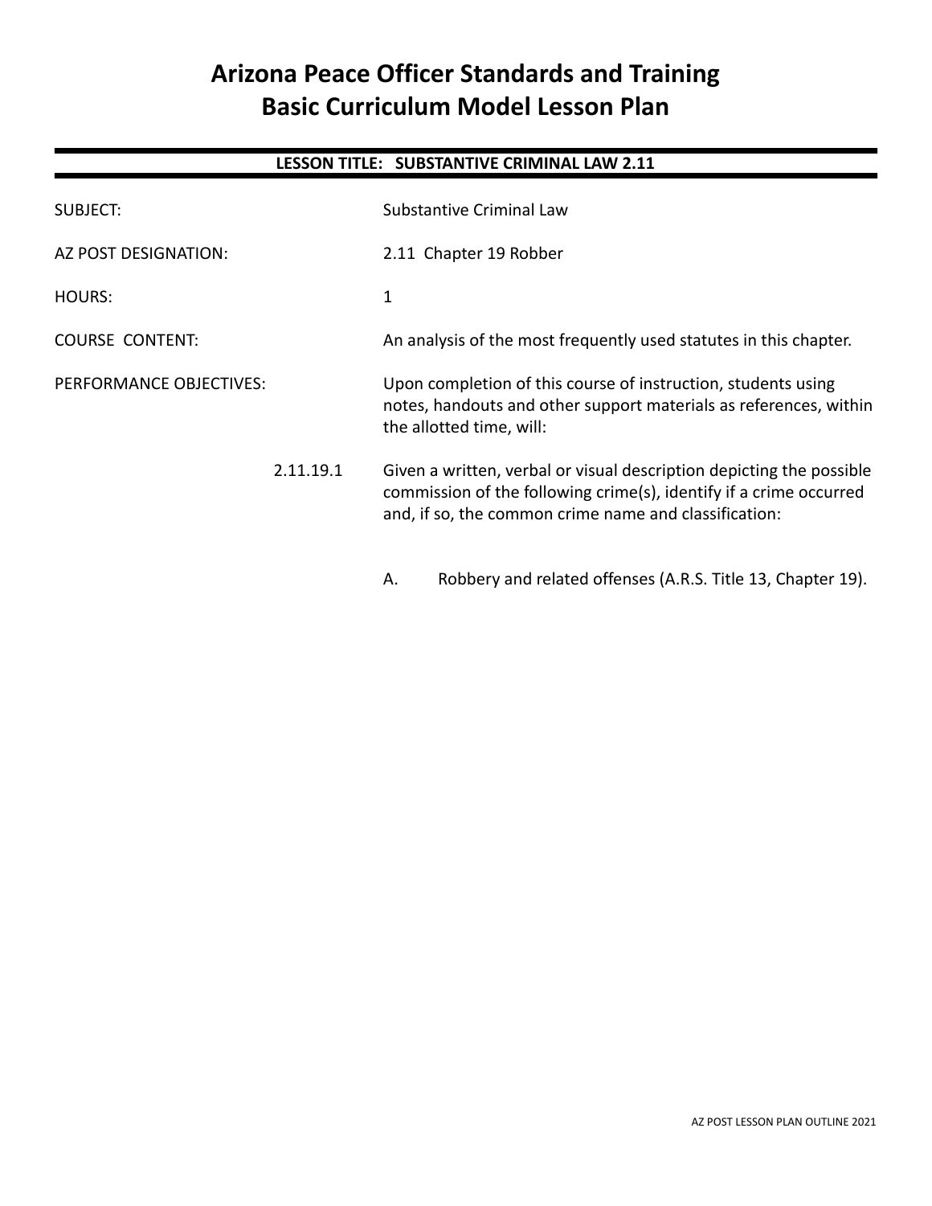# Arizona Peace Officer Standards and Training Basic Curriculum Model Lesson Plan

**LESSON TITLE: SUBSTANTIVE CRIMINAL LAW 2.11**

SUBJECT: Substantive Criminal Law

AZ POST DESIGNATION: 2.11 Chapter 19 Robber

HOURS: 1

COURSE CONTENT: An analysis of the most frequently used statutes in this chapter.

PERFORMANCE OBJECTIVES: Upon completion of this course of instruction, students using notes, handouts and other support materials as references, within the allotted time, will:

2.11.19.1 Given a written, verbal or visual description depicting the possible commission of the following crime(s), identify if a crime occurred and, if so, the common crime name and classification:

A. Robbery and related offenses (A.R.S. Title 13, Chapter 19).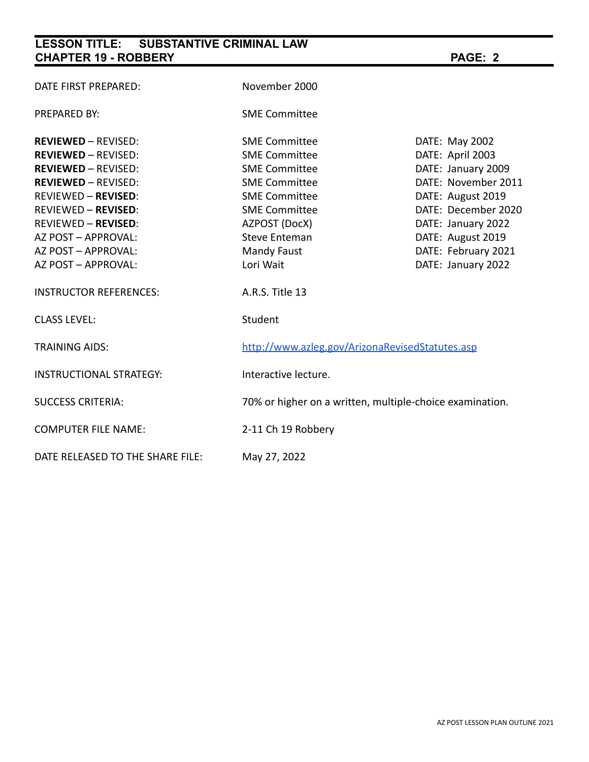| | | |
|---|---|---|
| DATE FIRST PREPARED: | November 2000 | |
| PREPARED BY: | SME Committee | |
| **REVIEWED** – REVISED: | SME Committee | DATE: May 2002 |
| **REVIEWED** – REVISED: | SME Committee | DATE: April 2003 |
| **REVIEWED** – REVISED: | SME Committee | DATE: January 2009 |
| **REVIEWED** – REVISED: | SME Committee | DATE: November 2011 |
| REVIEWED – **REVISED**: | SME Committee | DATE: August 2019 |
| REVIEWED – **REVISED**: | SME Committee | DATE: December 2020 |
| REVIEWED – **REVISED**: | AZPOST (DocX) | DATE: January 2022 |
| AZ POST – APPROVAL: | Steve Enteman | DATE: August 2019 |
| AZ POST – APPROVAL: | Mandy Faust | DATE: February 2021 |
| AZ POST – APPROVAL: | Lori Wait | DATE: January 2022 |
| INSTRUCTOR REFERENCES: | A.R.S. Title 13 | |
| CLASS LEVEL: | Student | |
| TRAINING AIDS: | [http://www.azleg.gov/ArizonaRevisedStatutes.asp](http://www.azleg.gov/ArizonaRevisedStatutes.asp) | |
| INSTRUCTIONAL STRATEGY: | Interactive lecture. | |
| SUCCESS CRITERIA: | 70% or higher on a written, multiple-choice examination. | |
| COMPUTER FILE NAME: | 2-11 Ch 19 Robbery | |
| DATE RELEASED TO THE SHARE FILE: | May 27, 2022 | |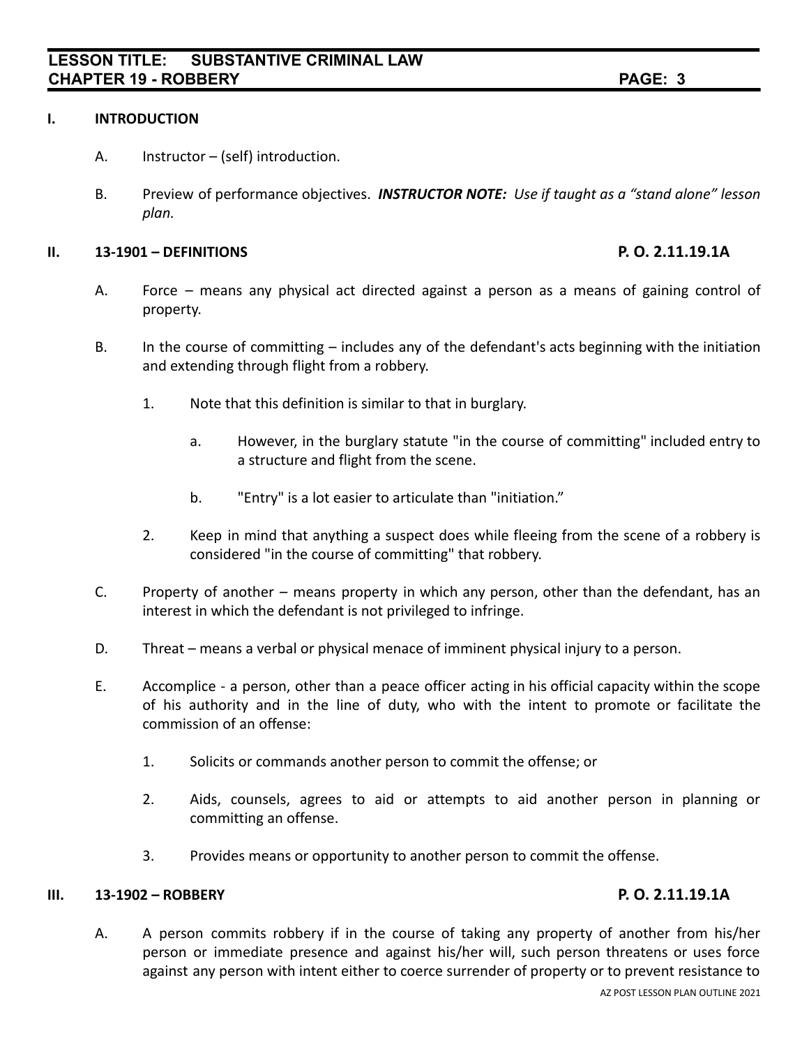## I. INTRODUCTION

A. Instructor – (self) introduction.

B. Preview of performance objectives. ***INSTRUCTOR NOTE:*** *Use if taught as a "stand alone" lesson plan.*

## II. 13-1901 – DEFINITIONS **P. O. 2.11.19.1A**

A. Force – means any physical act directed against a person as a means of gaining control of property.

B. In the course of committing – includes any of the defendant's acts beginning with the initiation and extending through flight from a robbery.

1. Note that this definition is similar to that in burglary.

    a. However, in the burglary statute "in the course of committing" included entry to a structure and flight from the scene.

    b. "Entry" is a lot easier to articulate than "initiation."

2. Keep in mind that anything a suspect does while fleeing from the scene of a robbery is considered "in the course of committing" that robbery.

C. Property of another – means property in which any person, other than the defendant, has an interest in which the defendant is not privileged to infringe.

D. Threat – means a verbal or physical menace of imminent physical injury to a person.

E. Accomplice - a person, other than a peace officer acting in his official capacity within the scope of his authority and in the line of duty, who with the intent to promote or facilitate the commission of an offense:

1. Solicits or commands another person to commit the offense; or

2. Aids, counsels, agrees to aid or attempts to aid another person in planning or committing an offense.

3. Provides means or opportunity to another person to commit the offense.

## III. 13-1902 – ROBBERY **P. O. 2.11.19.1A**

A. A person commits robbery if in the course of taking any property of another from his/her person or immediate presence and against his/her will, such person threatens or uses force against any person with intent either to coerce surrender of property or to prevent resistance to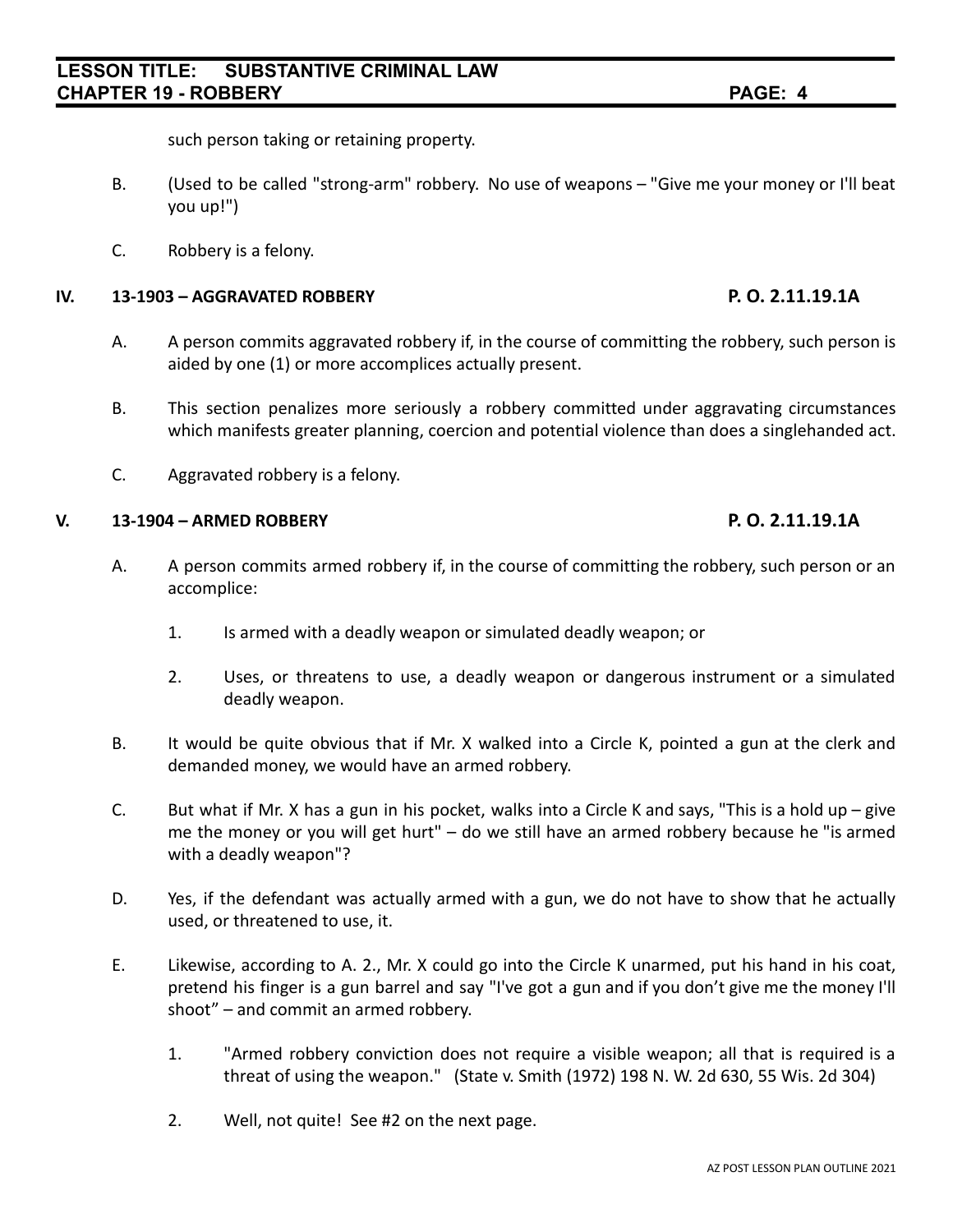such person taking or retaining property.

B. (Used to be called "strong-arm" robbery. No use of weapons – "Give me your money or I'll beat you up!")

C. Robbery is a felony.

## IV. 13-1903 – AGGRAVATED ROBBERY P. O. 2.11.19.1A

A. A person commits aggravated robbery if, in the course of committing the robbery, such person is aided by one (1) or more accomplices actually present.

B. This section penalizes more seriously a robbery committed under aggravating circumstances which manifests greater planning, coercion and potential violence than does a singlehanded act.

C. Aggravated robbery is a felony.

## V. 13-1904 – ARMED ROBBERY P. O. 2.11.19.1A

A. A person commits armed robbery if, in the course of committing the robbery, such person or an accomplice:

1. Is armed with a deadly weapon or simulated deadly weapon; or

2. Uses, or threatens to use, a deadly weapon or dangerous instrument or a simulated deadly weapon.

B. It would be quite obvious that if Mr. X walked into a Circle K, pointed a gun at the clerk and demanded money, we would have an armed robbery.

C. But what if Mr. X has a gun in his pocket, walks into a Circle K and says, "This is a hold up – give me the money or you will get hurt" – do we still have an armed robbery because he "is armed with a deadly weapon"?

D. Yes, if the defendant was actually armed with a gun, we do not have to show that he actually used, or threatened to use, it.

E. Likewise, according to A. 2., Mr. X could go into the Circle K unarmed, put his hand in his coat, pretend his finger is a gun barrel and say "I've got a gun and if you don't give me the money I'll shoot" – and commit an armed robbery.

1. "Armed robbery conviction does not require a visible weapon; all that is required is a threat of using the weapon." (State v. Smith (1972) 198 N. W. 2d 630, 55 Wis. 2d 304)

2. Well, not quite! See #2 on the next page.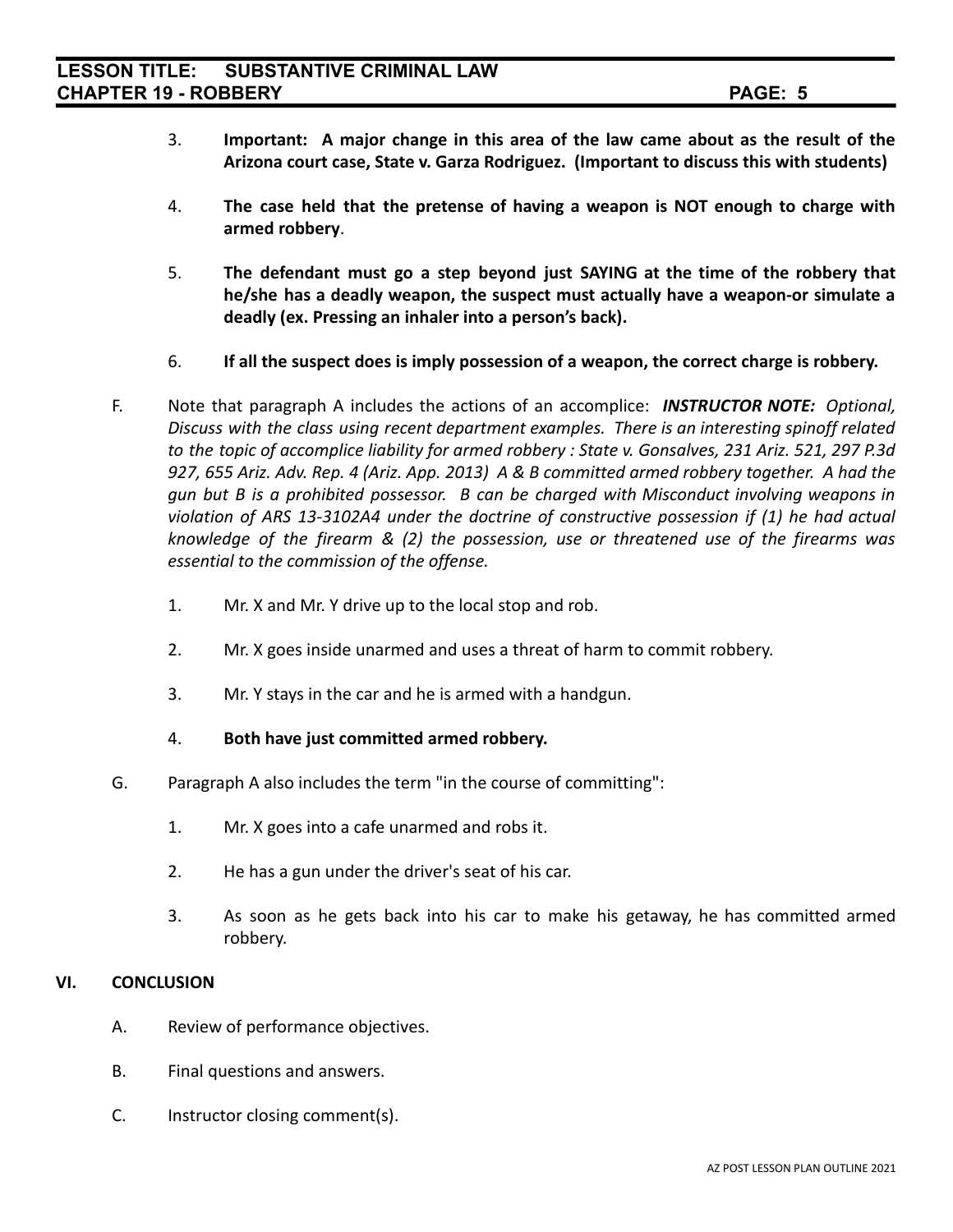3. **Important: A major change in this area of the law came about as the result of the Arizona court case, State v. Garza Rodriguez. (Important to discuss this with students)**

4. **The case held that the pretense of having a weapon is NOT enough to charge with armed robbery**.

5. **The defendant must go a step beyond just SAYING at the time of the robbery that he/she has a deadly weapon, the suspect must actually have a weapon-or simulate a deadly (ex. Pressing an inhaler into a person's back).**

6. **If all the suspect does is imply possession of a weapon, the correct charge is robbery.**

F. Note that paragraph A includes the actions of an accomplice: ***INSTRUCTOR NOTE:*** *Optional, Discuss with the class using recent department examples. There is an interesting spinoff related to the topic of accomplice liability for armed robbery : State v. Gonsalves, 231 Ariz. 521, 297 P.3d 927, 655 Ariz. Adv. Rep. 4 (Ariz. App. 2013) A & B committed armed robbery together. A had the gun but B is a prohibited possessor. B can be charged with Misconduct involving weapons in violation of ARS 13-3102A4 under the doctrine of constructive possession if (1) he had actual knowledge of the firearm & (2) the possession, use or threatened use of the firearms was essential to the commission of the offense.*

   1. Mr. X and Mr. Y drive up to the local stop and rob.

   2. Mr. X goes inside unarmed and uses a threat of harm to commit robbery.

   3. Mr. Y stays in the car and he is armed with a handgun.

   4. **Both have just committed armed robbery.**

G. Paragraph A also includes the term "in the course of committing":

   1. Mr. X goes into a cafe unarmed and robs it.

   2. He has a gun under the driver's seat of his car.

   3. As soon as he gets back into his car to make his getaway, he has committed armed robbery.

## VI. CONCLUSION

A. Review of performance objectives.

B. Final questions and answers.

C. Instructor closing comment(s).